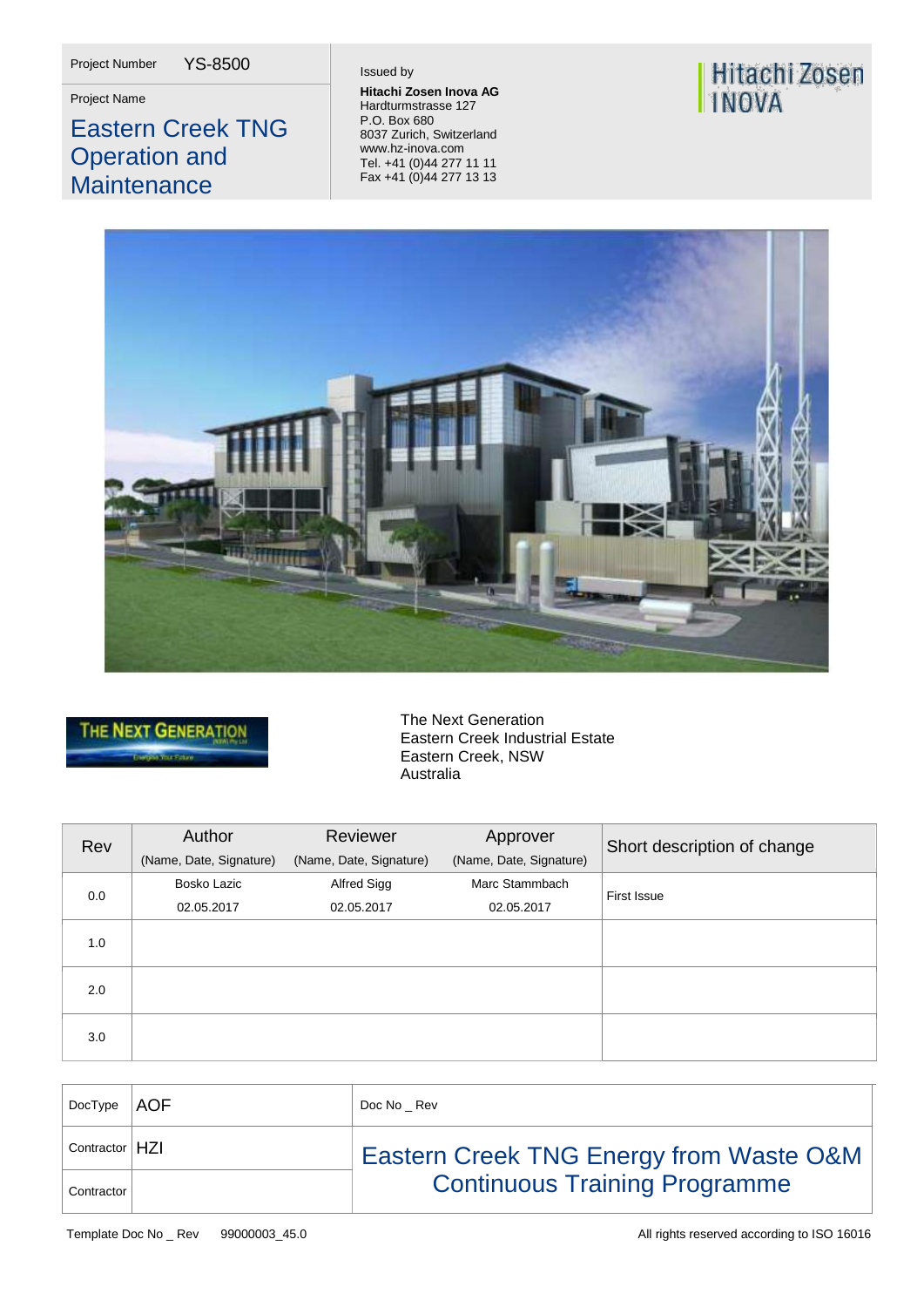| Project Number | YS-8500 |
|---|---|

Project Name

# Eastern Creek TNG Operation and Maintenance

Issued by

**Hitachi Zosen Inova AG**
Hardturmstrasse 127
P.O. Box 680
8037 Zurich, Switzerland
www.hz-inova.com
Tel. +41 (0)44 277 11 11
Fax +41 (0)44 277 13 13

Hitachi Zosen INOVA

THE NEXT GENERATION

The Next Generation
Eastern Creek Industrial Estate
Eastern Creek, NSW
Australia

| Rev | Author (Name, Date, Signature) | Reviewer (Name, Date, Signature) | Approver (Name, Date, Signature) | Short description of change |
|---|---|---|---|---|
| 0.0 | Bosko Lazic 02.05.2017 | Alfred Sigg 02.05.2017 | Marc Stammbach 02.05.2017 | First Issue |
| 1.0 | | | | |
| 2.0 | | | | |
| 3.0 | | | | |

| DocType | AOF | Doc No _ Rev |
|---|---|---|
| Contractor | HZI | **Eastern Creek TNG Energy from Waste O&M Continuous Training Programme** |
| Contractor | | |

Template Doc No _ Rev 99000003_45.0

All rights reserved according to ISO 16016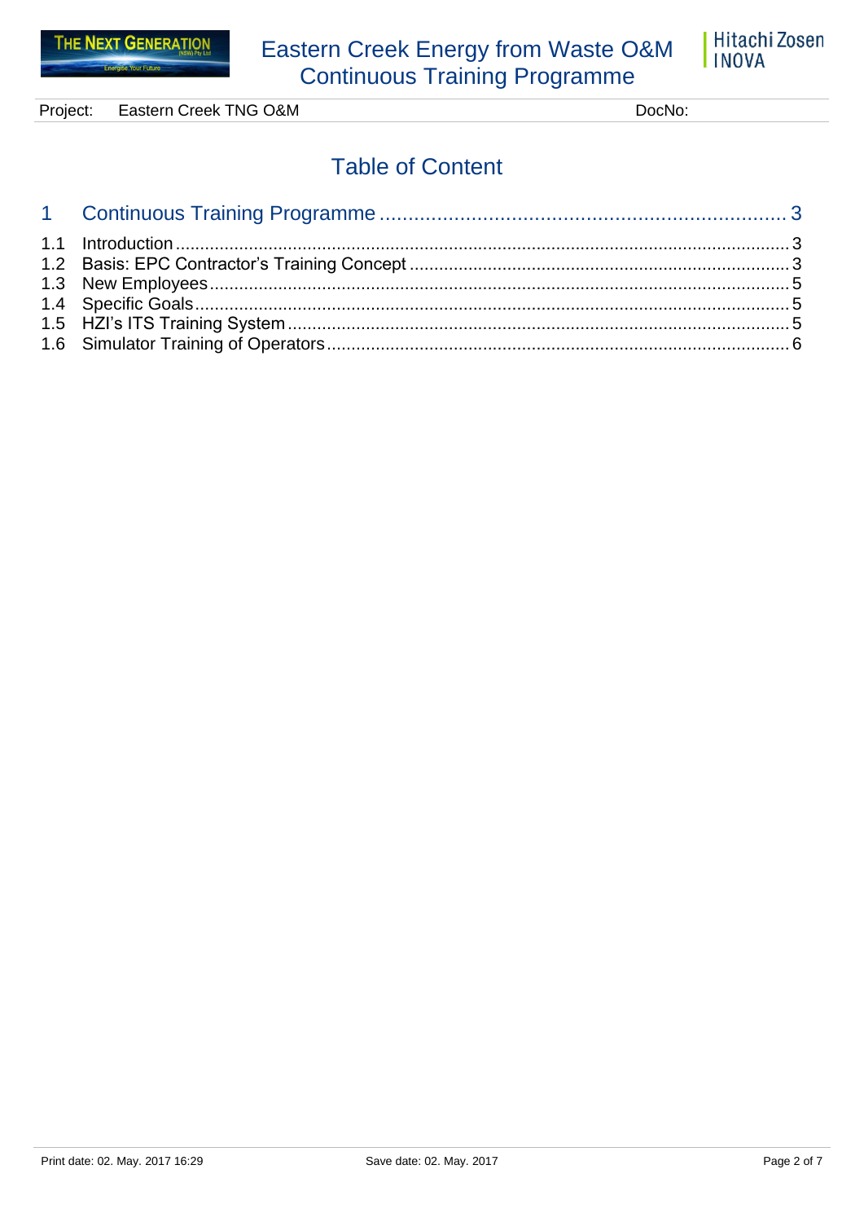# Table of Content

1 Continuous Training Programme ........................................................ 3

1.1 Introduction ........................................................ 3
1.2 Basis: EPC Contractor's Training Concept ........................................................ 3
1.3 New Employees ........................................................ 5
1.4 Specific Goals ........................................................ 5
1.5 HZI's ITS Training System ........................................................ 5
1.6 Simulator Training of Operators ........................................................ 6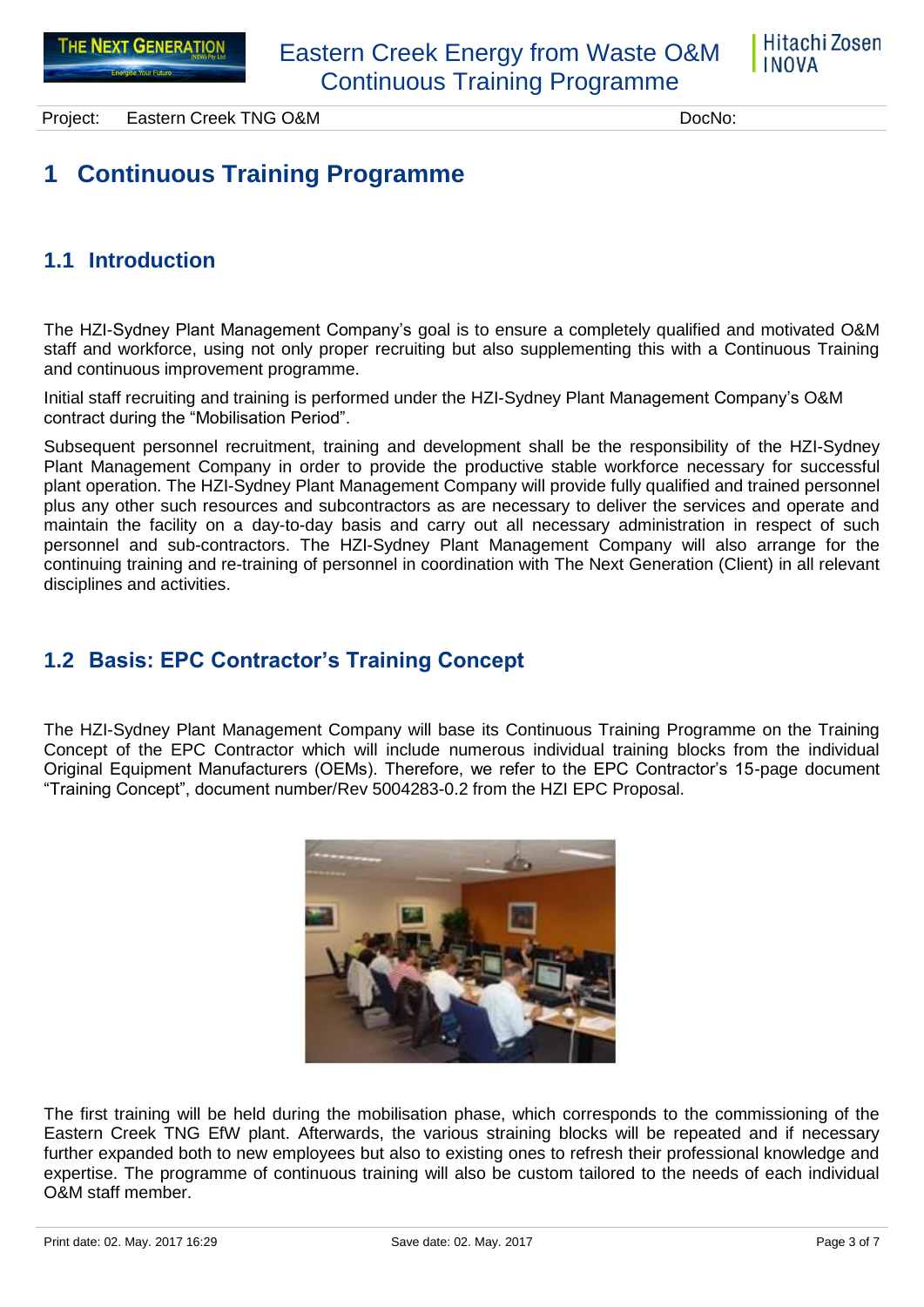# 1 Continuous Training Programme

## 1.1 Introduction

The HZI-Sydney Plant Management Company's goal is to ensure a completely qualified and motivated O&M staff and workforce, using not only proper recruiting but also supplementing this with a Continuous Training and continuous improvement programme.

Initial staff recruiting and training is performed under the HZI-Sydney Plant Management Company's O&M contract during the "Mobilisation Period".

Subsequent personnel recruitment, training and development shall be the responsibility of the HZI-Sydney Plant Management Company in order to provide the productive stable workforce necessary for successful plant operation. The HZI-Sydney Plant Management Company will provide fully qualified and trained personnel plus any other such resources and subcontractors as are necessary to deliver the services and operate and maintain the facility on a day-to-day basis and carry out all necessary administration in respect of such personnel and sub-contractors. The HZI-Sydney Plant Management Company will also arrange for the continuing training and re-training of personnel in coordination with The Next Generation (Client) in all relevant disciplines and activities.

## 1.2 Basis: EPC Contractor's Training Concept

The HZI-Sydney Plant Management Company will base its Continuous Training Programme on the Training Concept of the EPC Contractor which will include numerous individual training blocks from the individual Original Equipment Manufacturers (OEMs). Therefore, we refer to the EPC Contractor's 15-page document "Training Concept", document number/Rev 5004283-0.2 from the HZI EPC Proposal.

The first training will be held during the mobilisation phase, which corresponds to the commissioning of the Eastern Creek TNG EfW plant. Afterwards, the various straining blocks will be repeated and if necessary further expanded both to new employees but also to existing ones to refresh their professional knowledge and expertise. The programme of continuous training will also be custom tailored to the needs of each individual O&M staff member.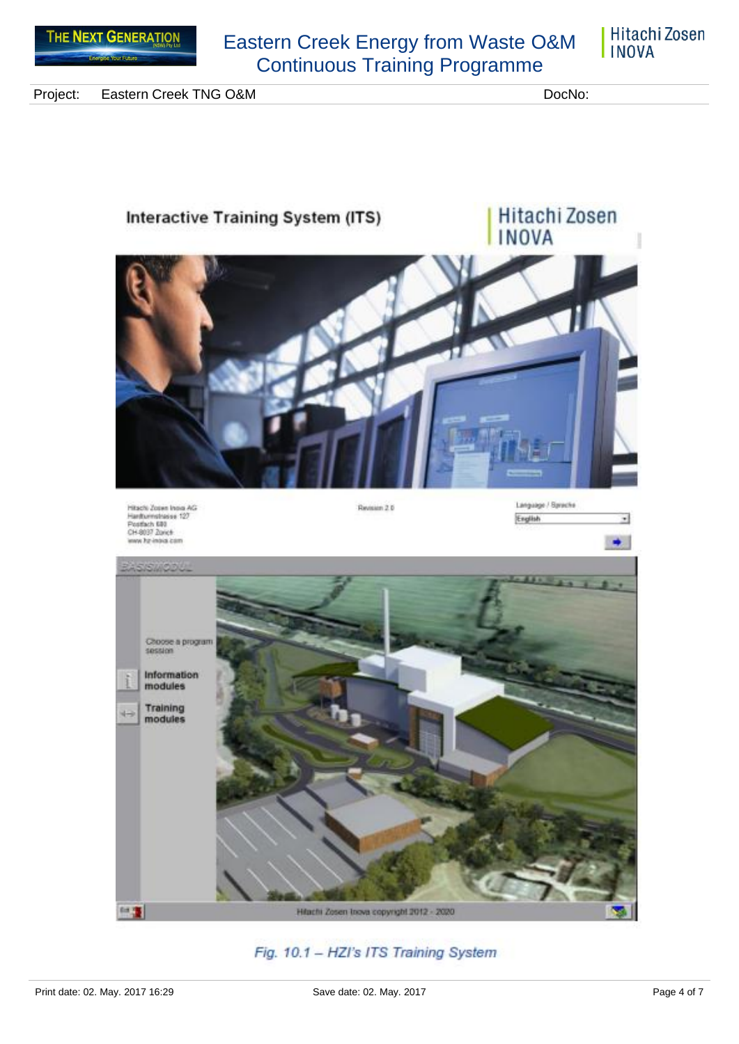Project: Eastern Creek TNG O&M DocNo:

*Fig. 10.1 – HZI's ITS Training System*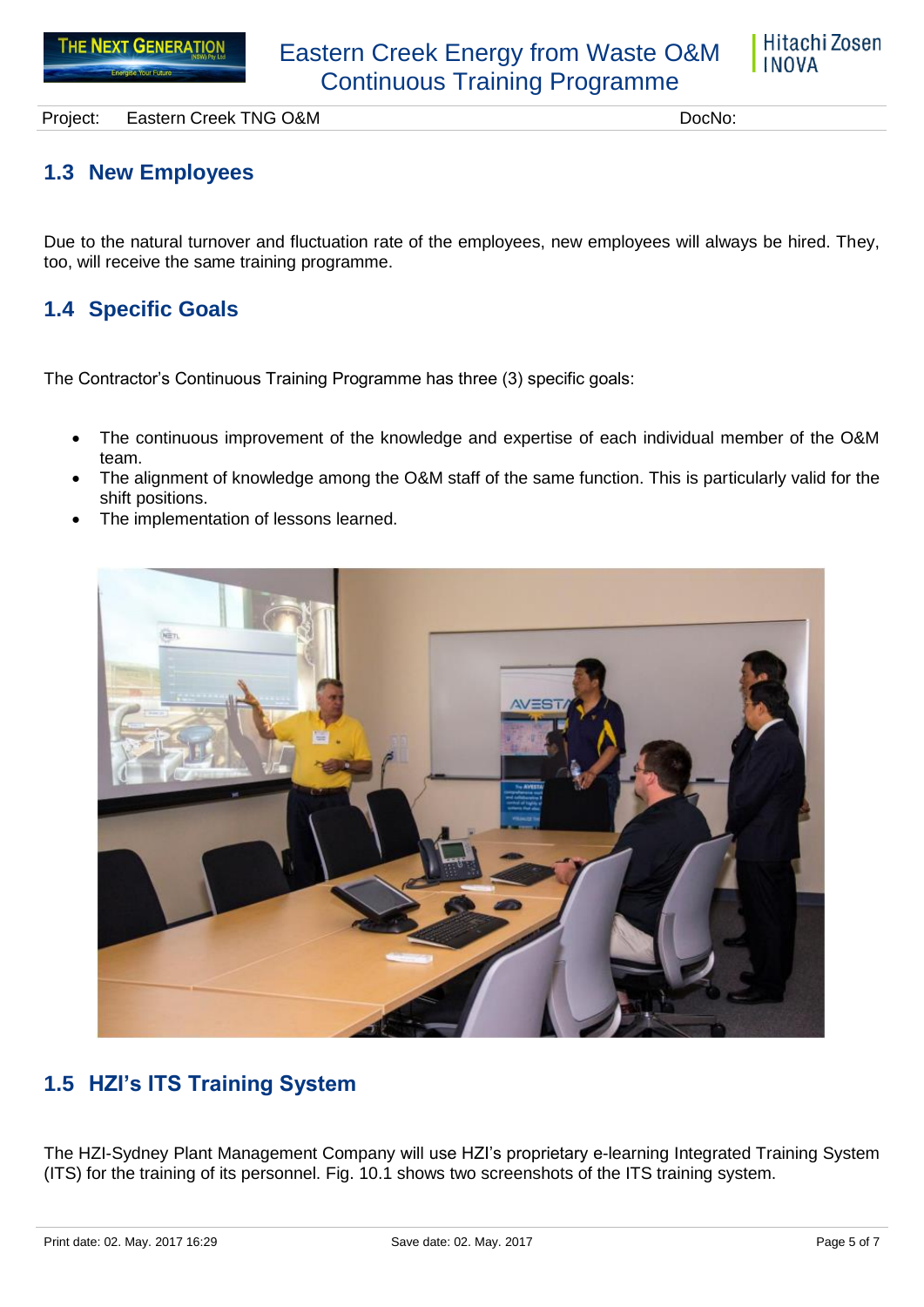## 1.3 New Employees

Due to the natural turnover and fluctuation rate of the employees, new employees will always be hired. They, too, will receive the same training programme.

## 1.4 Specific Goals

The Contractor's Continuous Training Programme has three (3) specific goals:

- The continuous improvement of the knowledge and expertise of each individual member of the O&M team.
- The alignment of knowledge among the O&M staff of the same function. This is particularly valid for the shift positions.
- The implementation of lessons learned.

## 1.5 HZI's ITS Training System

The HZI-Sydney Plant Management Company will use HZI's proprietary e-learning Integrated Training System (ITS) for the training of its personnel. Fig. 10.1 shows two screenshots of the ITS training system.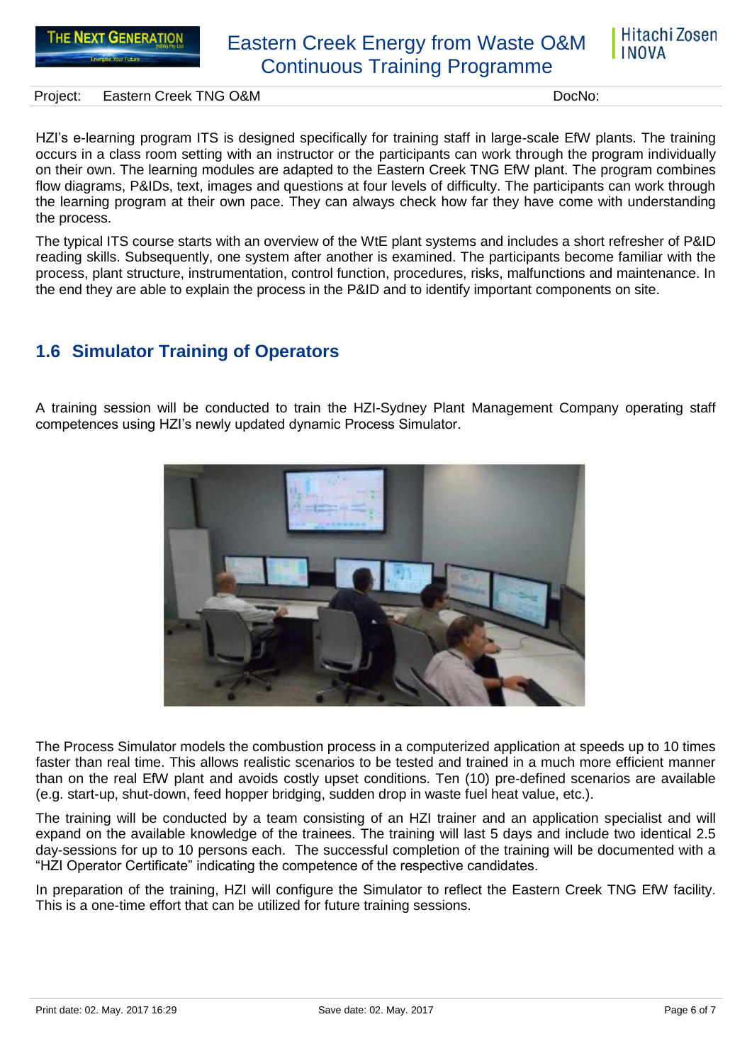HZI's e-learning program ITS is designed specifically for training staff in large-scale EfW plants. The training occurs in a class room setting with an instructor or the participants can work through the program individually on their own. The learning modules are adapted to the Eastern Creek TNG EfW plant. The program combines flow diagrams, P&IDs, text, images and questions at four levels of difficulty. The participants can work through the learning program at their own pace. They can always check how far they have come with understanding the process.

The typical ITS course starts with an overview of the WtE plant systems and includes a short refresher of P&ID reading skills. Subsequently, one system after another is examined. The participants become familiar with the process, plant structure, instrumentation, control function, procedures, risks, malfunctions and maintenance. In the end they are able to explain the process in the P&ID and to identify important components on site.

## 1.6 Simulator Training of Operators

A training session will be conducted to train the HZI-Sydney Plant Management Company operating staff competences using HZI's newly updated dynamic Process Simulator.

The Process Simulator models the combustion process in a computerized application at speeds up to 10 times faster than real time. This allows realistic scenarios to be tested and trained in a much more efficient manner than on the real EfW plant and avoids costly upset conditions. Ten (10) pre-defined scenarios are available (e.g. start-up, shut-down, feed hopper bridging, sudden drop in waste fuel heat value, etc.).

The training will be conducted by a team consisting of an HZI trainer and an application specialist and will expand on the available knowledge of the trainees. The training will last 5 days and include two identical 2.5 day-sessions for up to 10 persons each. The successful completion of the training will be documented with a "HZI Operator Certificate" indicating the competence of the respective candidates.

In preparation of the training, HZI will configure the Simulator to reflect the Eastern Creek TNG EfW facility. This is a one-time effort that can be utilized for future training sessions.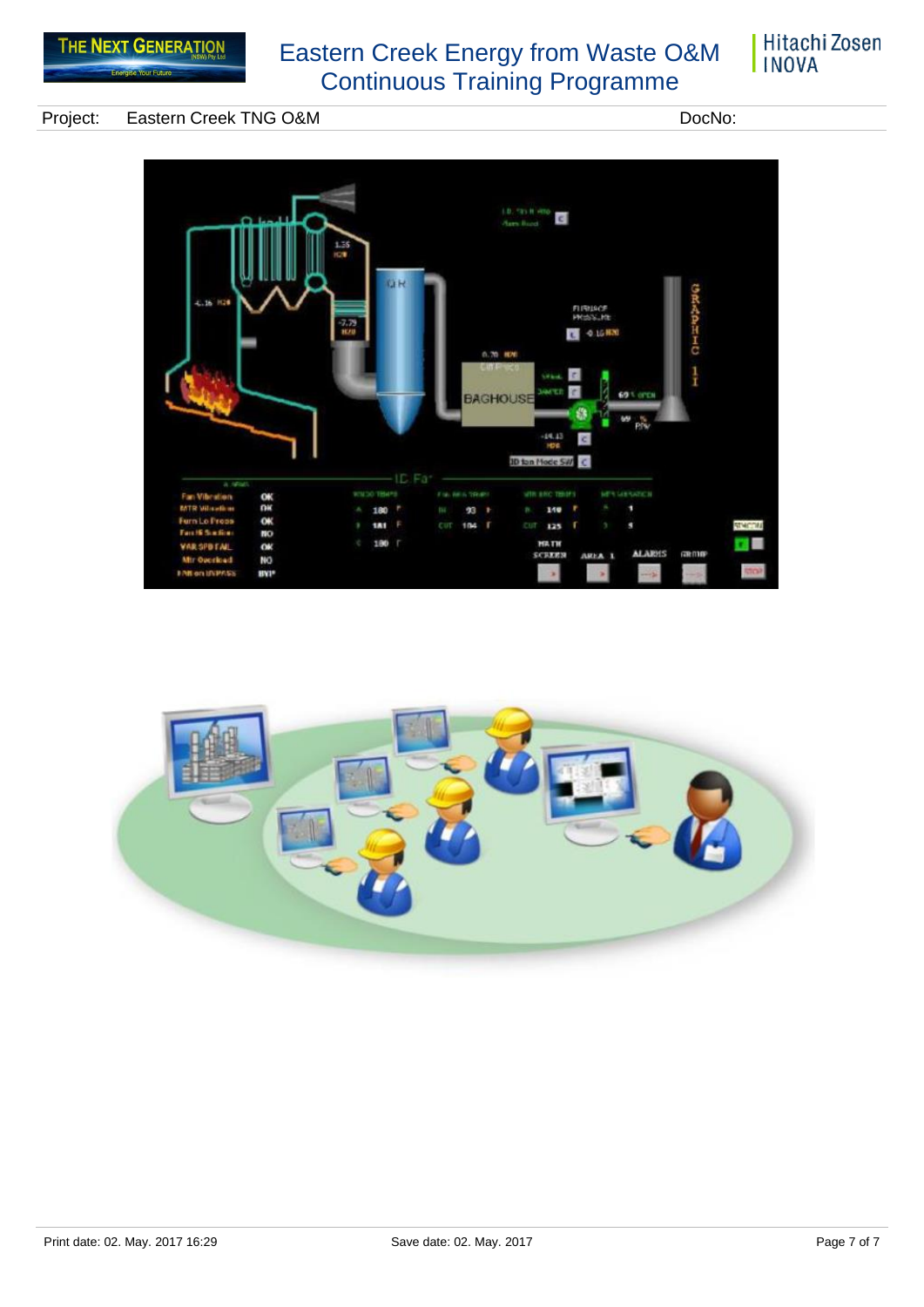Project: Eastern Creek TNG O&M DocNo: